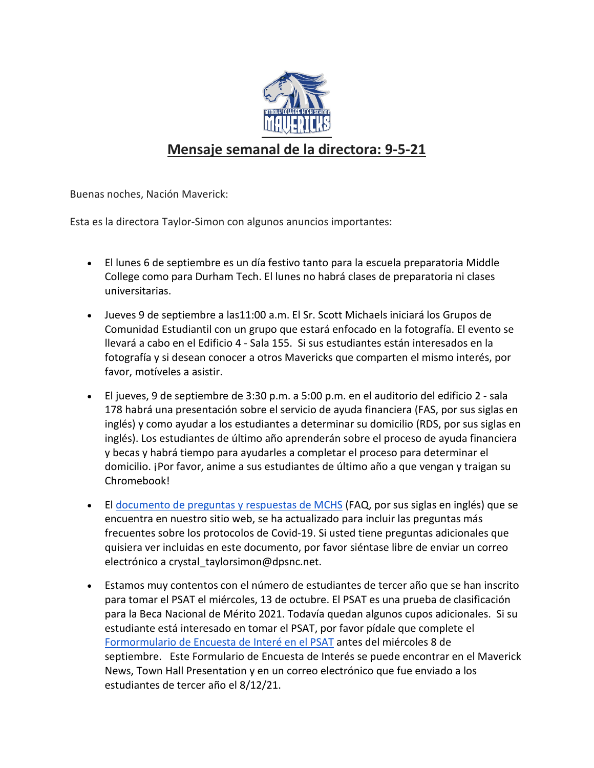# Mensaje semanal de la directora: 9-5-21

Buenas noches, Nación Maverick:

Esta es la directora Taylor-Simon con algunos anuncios importantes:

- El lunes 6 de septiembre es un día festivo tanto para la escuela preparatoria Middle College como para Durham Tech. El lunes no habrá clases de preparatoria ni clases universitarias.

- Jueves 9 de septiembre a las11:00 a.m. El Sr. Scott Michaels iniciará los Grupos de Comunidad Estudiantil con un grupo que estará enfocado en la fotografía. El evento se llevará a cabo en el Edificio 4 - Sala 155. Si sus estudiantes están interesados en la fotografía y si desean conocer a otros Mavericks que comparten el mismo interés, por favor, motíveles a asistir.

- El jueves, 9 de septiembre de 3:30 p.m. a 5:00 p.m. en el auditorio del edificio 2 - sala 178 habrá una presentación sobre el servicio de ayuda financiera (FAS, por sus siglas en inglés) y como ayudar a los estudiantes a determinar su domicilio (RDS, por sus siglas en inglés). Los estudiantes de último año aprenderán sobre el proceso de ayuda financiera y becas y habrá tiempo para ayudarles a completar el proceso para determinar el domicilio. ¡Por favor, anime a sus estudiantes de último año a que vengan y traigan su Chromebook!

- El documento de preguntas y respuestas de MCHS (FAQ, por sus siglas en inglés) que se encuentra en nuestro sitio web, se ha actualizado para incluir las preguntas más frecuentes sobre los protocolos de Covid-19. Si usted tiene preguntas adicionales que quisiera ver incluidas en este documento, por favor siéntase libre de enviar un correo electrónico a crystal_taylorsimon@dpsnc.net.

- Estamos muy contentos con el número de estudiantes de tercer año que se han inscrito para tomar el PSAT el miércoles, 13 de octubre. El PSAT es una prueba de clasificación para la Beca Nacional de Mérito 2021. Todavía quedan algunos cupos adicionales. Si su estudiante está interesado en tomar el PSAT, por favor pídale que complete el Formormulario de Encuesta de Interé en el PSAT antes del miércoles 8 de septiembre. Este Formulario de Encuesta de Interés se puede encontrar en el Maverick News, Town Hall Presentation y en un correo electrónico que fue enviado a los estudiantes de tercer año el 8/12/21.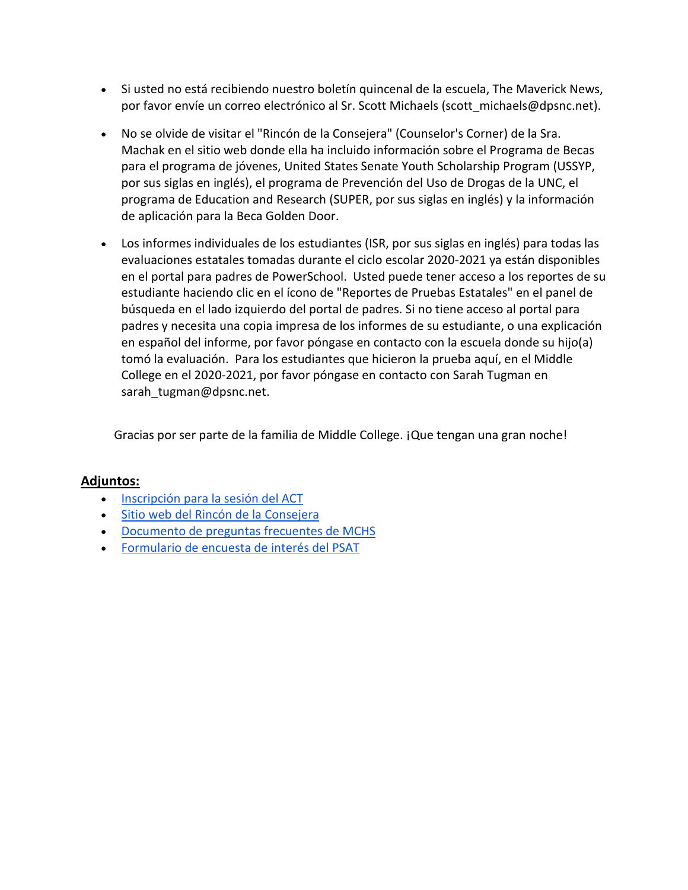- Si usted no está recibiendo nuestro boletín quincenal de la escuela, The Maverick News, por favor envíe un correo electrónico al Sr. Scott Michaels (scott_michaels@dpsnc.net).

- No se olvide de visitar el "Rincón de la Consejera" (Counselor's Corner) de la Sra. Machak en el sitio web donde ella ha incluido información sobre el Programa de Becas para el programa de jóvenes, United States Senate Youth Scholarship Program (USSYP, por sus siglas en inglés), el programa de Prevención del Uso de Drogas de la UNC, el programa de Education and Research (SUPER, por sus siglas en inglés) y la información de aplicación para la Beca Golden Door.

- Los informes individuales de los estudiantes (ISR, por sus siglas en inglés) para todas las evaluaciones estatales tomadas durante el ciclo escolar 2020-2021 ya están disponibles en el portal para padres de PowerSchool. Usted puede tener acceso a los reportes de su estudiante haciendo clic en el ícono de "Reportes de Pruebas Estatales" en el panel de búsqueda en el lado izquierdo del portal de padres. Si no tiene acceso al portal para padres y necesita una copia impresa de los informes de su estudiante, o una explicación en español del informe, por favor póngase en contacto con la escuela donde su hijo(a) tomó la evaluación. Para los estudiantes que hicieron la prueba aquí, en el Middle College en el 2020-2021, por favor póngase en contacto con Sarah Tugman en sarah_tugman@dpsnc.net.

Gracias por ser parte de la familia de Middle College. ¡Que tengan una gran noche!

**Adjuntos:**

- Inscripción para la sesión del ACT
- Sitio web del Rincón de la Consejera
- Documento de preguntas frecuentes de MCHS
- Formulario de encuesta de interés del PSAT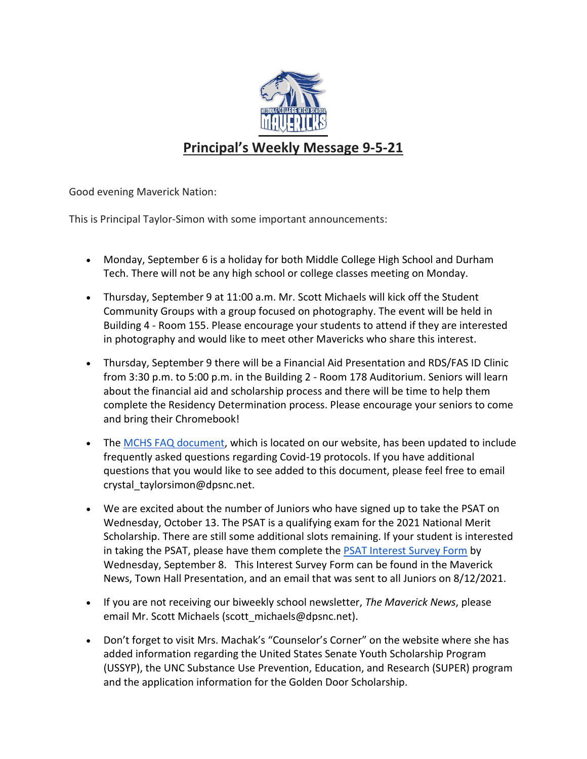# Principal's Weekly Message 9-5-21

Good evening Maverick Nation:

This is Principal Taylor-Simon with some important announcements:

- Monday, September 6 is a holiday for both Middle College High School and Durham Tech. There will not be any high school or college classes meeting on Monday.
- Thursday, September 9 at 11:00 a.m. Mr. Scott Michaels will kick off the Student Community Groups with a group focused on photography. The event will be held in Building 4 - Room 155. Please encourage your students to attend if they are interested in photography and would like to meet other Mavericks who share this interest.
- Thursday, September 9 there will be a Financial Aid Presentation and RDS/FAS ID Clinic from 3:30 p.m. to 5:00 p.m. in the Building 2 - Room 178 Auditorium. Seniors will learn about the financial aid and scholarship process and there will be time to help them complete the Residency Determination process. Please encourage your seniors to come and bring their Chromebook!
- The MCHS FAQ document, which is located on our website, has been updated to include frequently asked questions regarding Covid-19 protocols. If you have additional questions that you would like to see added to this document, please feel free to email crystal_taylorsimon@dpsnc.net.
- We are excited about the number of Juniors who have signed up to take the PSAT on Wednesday, October 13. The PSAT is a qualifying exam for the 2021 National Merit Scholarship. There are still some additional slots remaining. If your student is interested in taking the PSAT, please have them complete the PSAT Interest Survey Form by Wednesday, September 8. This Interest Survey Form can be found in the Maverick News, Town Hall Presentation, and an email that was sent to all Juniors on 8/12/2021.
- If you are not receiving our biweekly school newsletter, *The Maverick News*, please email Mr. Scott Michaels (scott_michaels@dpsnc.net).
- Don't forget to visit Mrs. Machak's "Counselor's Corner" on the website where she has added information regarding the United States Senate Youth Scholarship Program (USSYP), the UNC Substance Use Prevention, Education, and Research (SUPER) program and the application information for the Golden Door Scholarship.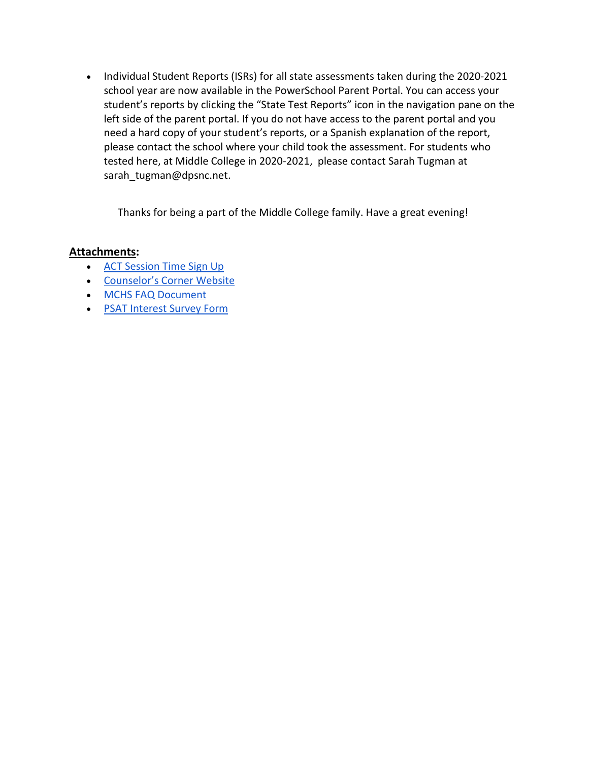- Individual Student Reports (ISRs) for all state assessments taken during the 2020-2021 school year are now available in the PowerSchool Parent Portal. You can access your student's reports by clicking the "State Test Reports" icon in the navigation pane on the left side of the parent portal. If you do not have access to the parent portal and you need a hard copy of your student's reports, or a Spanish explanation of the report, please contact the school where your child took the assessment. For students who tested here, at Middle College in 2020-2021, please contact Sarah Tugman at sarah_tugman@dpsnc.net.

Thanks for being a part of the Middle College family. Have a great evening!

**Attachments:**

- ACT Session Time Sign Up
- Counselor's Corner Website
- MCHS FAQ Document
- PSAT Interest Survey Form